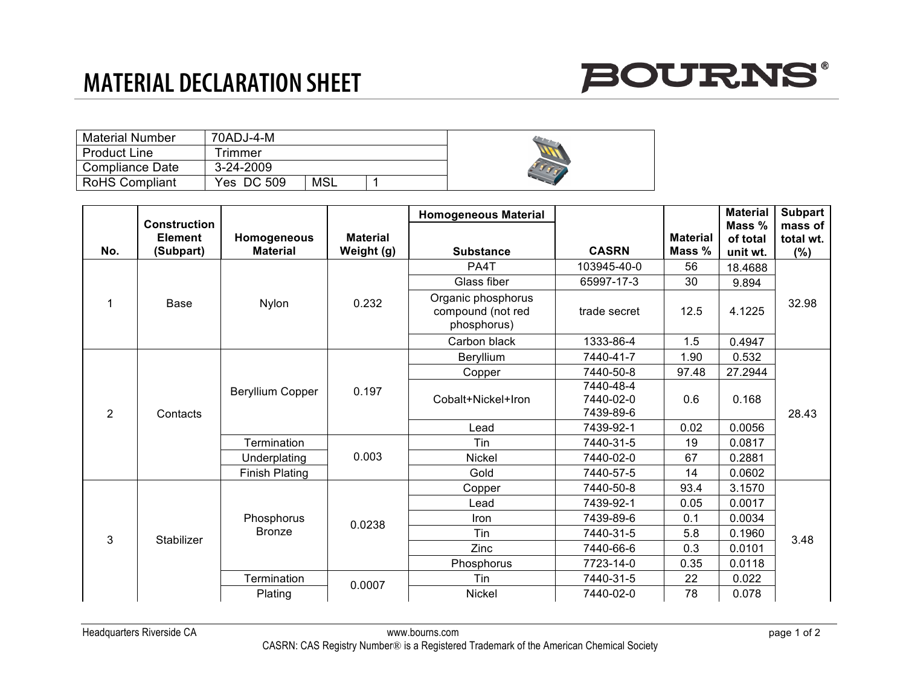# MATERIAL DECLARATION SHEET

BOURNS®

| Material Number | 70ADJ-4-M | | |
|---|---|---|---|
| Product Line | Trimmer | | |
| Compliance Date | 3-24-2009 | | |
| RoHS Compliant | Yes DC 509 | MSL | 1 |

| No. | Construction Element (Subpart) | Homogeneous Material | Material Weight (g) | Homogeneous Material Substance | CASRN | Material Mass % | Material Mass % of total unit wt. | Subpart mass of total wt. (%) |
|---|---|---|---|---|---|---|---|---|
| 1 | Base | Nylon | 0.232 | PA4T | 103945-40-0 | 56 | 18.4688 | 32.98 |
| | | | | Glass fiber | 65997-17-3 | 30 | 9.894 | |
| | | | | Organic phosphorus compound (not red phosphorus) | trade secret | 12.5 | 4.1225 | |
| | | | | Carbon black | 1333-86-4 | 1.5 | 0.4947 | |
| 2 | Contacts | Beryllium Copper | 0.197 | Beryllium | 7440-41-7 | 1.90 | 0.532 | 28.43 |
| | | | | Copper | 7440-50-8 | 97.48 | 27.2944 | |
| | | | | Cobalt+Nickel+Iron | 7440-48-4<br>7440-02-0<br>7439-89-6 | 0.6 | 0.168 | |
| | | | | Lead | 7439-92-1 | 0.02 | 0.0056 | |
| | | Termination | 0.003 | Tin | 7440-31-5 | 19 | 0.0817 | |
| | | Underplating | | Nickel | 7440-02-0 | 67 | 0.2881 | |
| | | Finish Plating | | Gold | 7440-57-5 | 14 | 0.0602 | |
| 3 | Stabilizer | Phosphorus Bronze | 0.0238 | Copper | 7440-50-8 | 93.4 | 3.1570 | 3.48 |
| | | | | Lead | 7439-92-1 | 0.05 | 0.0017 | |
| | | | | Iron | 7439-89-6 | 0.1 | 0.0034 | |
| | | | | Tin | 7440-31-5 | 5.8 | 0.1960 | |
| | | | | Zinc | 7440-66-6 | 0.3 | 0.0101 | |
| | | | | Phosphorus | 7723-14-0 | 0.35 | 0.0118 | |
| | | Termination | 0.0007 | Tin | 7440-31-5 | 22 | 0.022 | |
| | | Plating | | Nickel | 7440-02-0 | 78 | 0.078 | |

Headquarters Riverside CA www.bourns.com

CASRN: CAS Registry Number® is a Registered Trademark of the American Chemical Society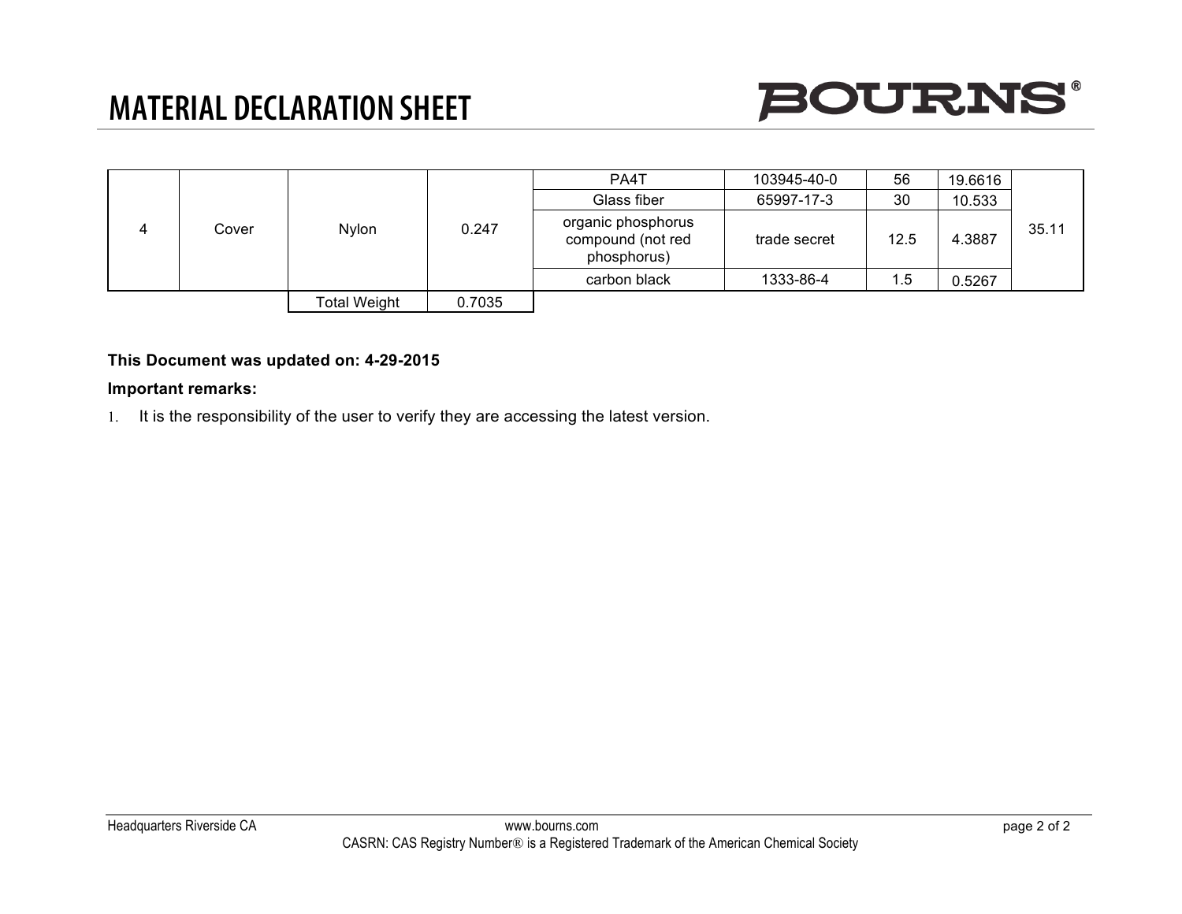| | | | | | | | | |
|---|---|---|---|---|---|---|---|---|
| 4 | Cover | Nylon | 0.247 | PA4T | 103945-40-0 | 56 | 19.6616 | 35.11 |
| | | | | Glass fiber | 65997-17-3 | 30 | 10.533 | |
| | | | | organic phosphorus compound (not red phosphorus) | trade secret | 12.5 | 4.3887 | |
| | | | | carbon black | 1333-86-4 | 1.5 | 0.5267 | |
| | | Total Weight | 0.7035 | | | | | |

**This Document was updated on: 4-29-2015**

**Important remarks:**

1. It is the responsibility of the user to verify they are accessing the latest version.

CASRN: CAS Registry Number® is a Registered Trademark of the American Chemical Society